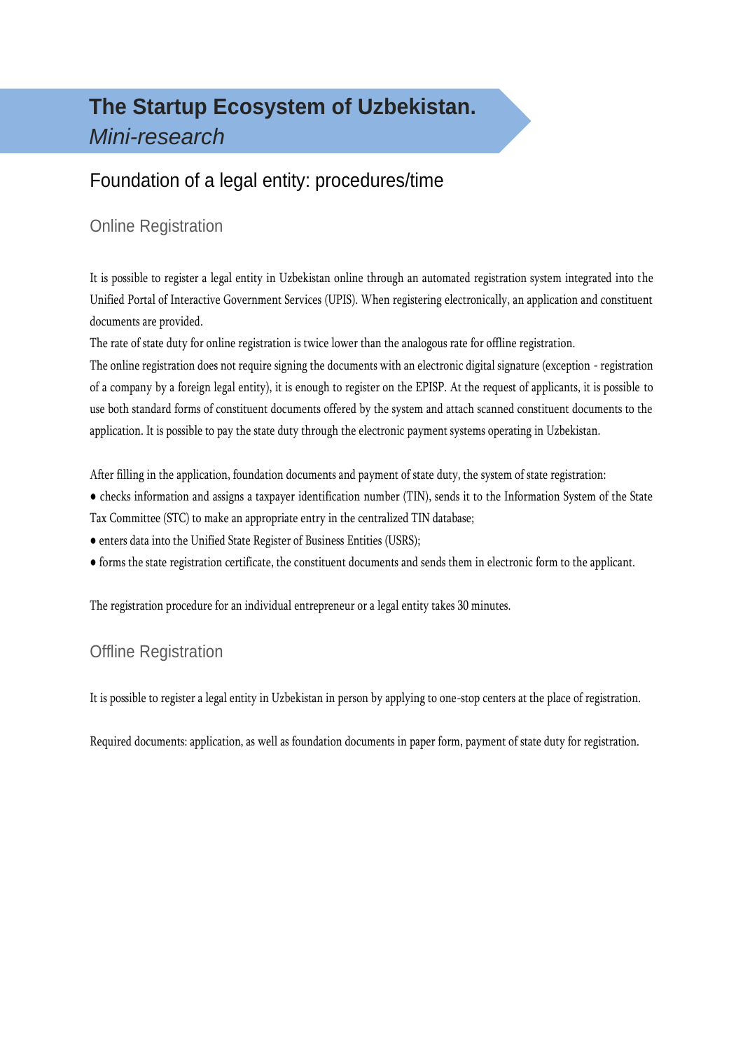# The Startup Ecosystem of Uzbekistan.
*Mini-research*

## Foundation of a legal entity: procedures/time

### Online Registration

It is possible to register a legal entity in Uzbekistan online through an automated registration system integrated into the Unified Portal of Interactive Government Services (UPIS). When registering electronically, an application and constituent documents are provided.

The rate of state duty for online registration is twice lower than the analogous rate for offline registration.

The online registration does not require signing the documents with an electronic digital signature (exception - registration of a company by a foreign legal entity), it is enough to register on the EPISP. At the request of applicants, it is possible to use both standard forms of constituent documents offered by the system and attach scanned constituent documents to the application. It is possible to pay the state duty through the electronic payment systems operating in Uzbekistan.

After filling in the application, foundation documents and payment of state duty, the system of state registration:

- checks information and assigns a taxpayer identification number (TIN), sends it to the Information System of the State Tax Committee (STC) to make an appropriate entry in the centralized TIN database;
- enters data into the Unified State Register of Business Entities (USRS);
- forms the state registration certificate, the constituent documents and sends them in electronic form to the applicant.

The registration procedure for an individual entrepreneur or a legal entity takes 30 minutes.

### Offline Registration

It is possible to register a legal entity in Uzbekistan in person by applying to one-stop centers at the place of registration.

Required documents: application, as well as foundation documents in paper form, payment of state duty for registration.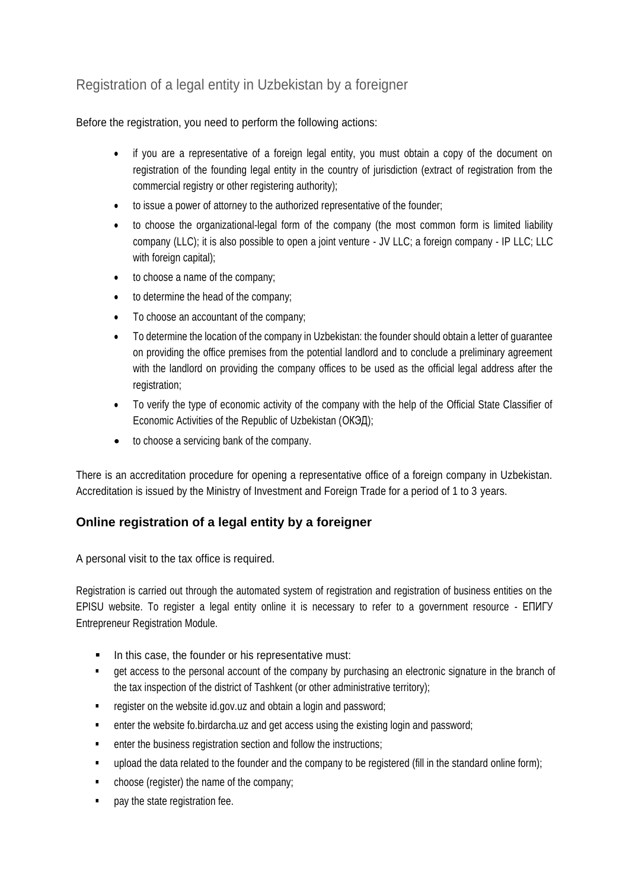## Registration of a legal entity in Uzbekistan by a foreigner

Before the registration, you need to perform the following actions:

- if you are a representative of a foreign legal entity, you must obtain a copy of the document on registration of the founding legal entity in the country of jurisdiction (extract of registration from the commercial registry or other registering authority);
- to issue a power of attorney to the authorized representative of the founder;
- to choose the organizational-legal form of the company (the most common form is limited liability company (LLC); it is also possible to open a joint venture - JV LLC; a foreign company - IP LLC; LLC with foreign capital);
- to choose a name of the company;
- to determine the head of the company;
- To choose an accountant of the company;
- To determine the location of the company in Uzbekistan: the founder should obtain a letter of guarantee on providing the office premises from the potential landlord and to conclude a preliminary agreement with the landlord on providing the company offices to be used as the official legal address after the registration;
- To verify the type of economic activity of the company with the help of the Official State Classifier of Economic Activities of the Republic of Uzbekistan (ОКЭД);
- to choose a servicing bank of the company.

There is an accreditation procedure for opening a representative office of a foreign company in Uzbekistan. Accreditation is issued by the Ministry of Investment and Foreign Trade for a period of 1 to 3 years.

### Online registration of a legal entity by a foreigner

A personal visit to the tax office is required.

Registration is carried out through the automated system of registration and registration of business entities on the EPISU website. To register a legal entity online it is necessary to refer to a government resource - ЕПИГУ Entrepreneur Registration Module.

- In this case, the founder or his representative must:
- get access to the personal account of the company by purchasing an electronic signature in the branch of the tax inspection of the district of Tashkent (or other administrative territory);
- register on the website id.gov.uz and obtain a login and password;
- enter the website fo.birdarcha.uz and get access using the existing login and password;
- enter the business registration section and follow the instructions;
- upload the data related to the founder and the company to be registered (fill in the standard online form);
- choose (register) the name of the company;
- pay the state registration fee.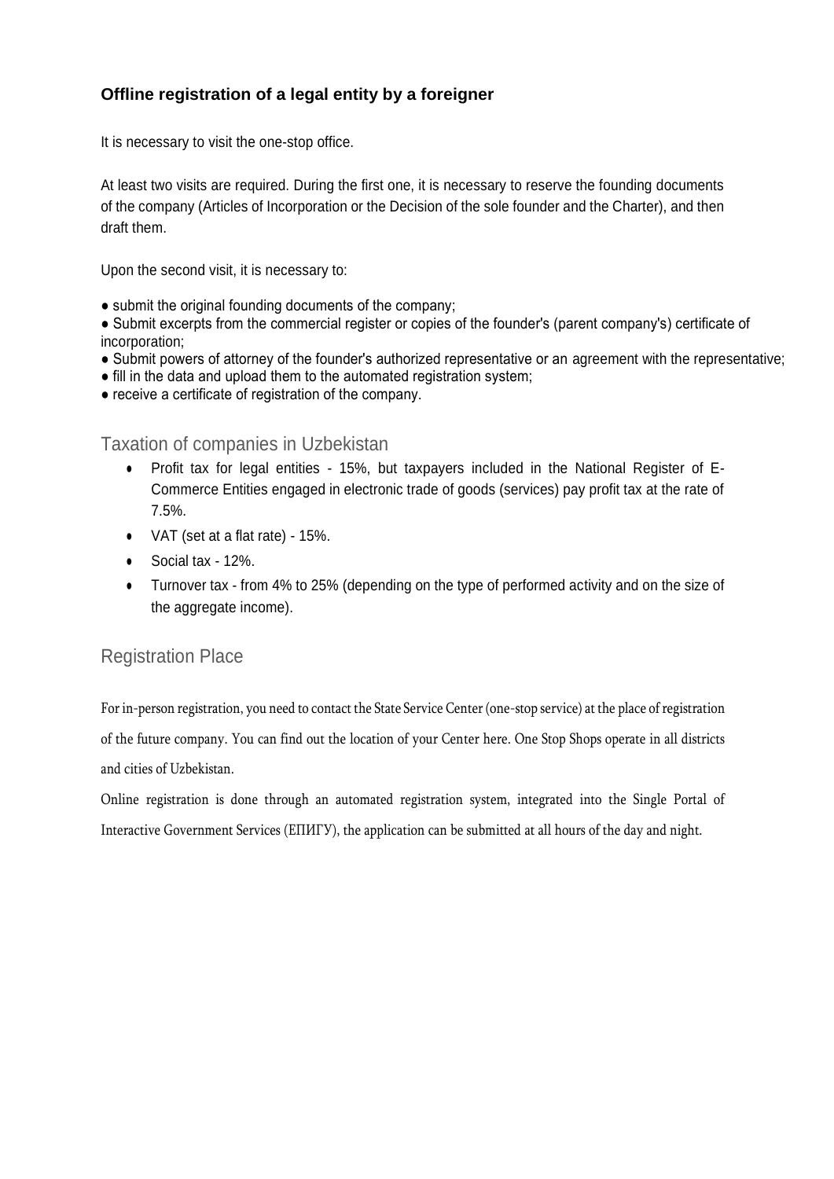### Offline registration of a legal entity by a foreigner

It is necessary to visit the one-stop office.

At least two visits are required. During the first one, it is necessary to reserve the founding documents of the company (Articles of Incorporation or the Decision of the sole founder and the Charter), and then draft them.

Upon the second visit, it is necessary to:

- submit the original founding documents of the company;
- Submit excerpts from the commercial register or copies of the founder's (parent company's) certificate of incorporation;
- Submit powers of attorney of the founder's authorized representative or an agreement with the representative;
- fill in the data and upload them to the automated registration system;
- receive a certificate of registration of the company.

## Taxation of companies in Uzbekistan

- Profit tax for legal entities - 15%, but taxpayers included in the National Register of E-Commerce Entities engaged in electronic trade of goods (services) pay profit tax at the rate of 7.5%.
- VAT (set at a flat rate) - 15%.
- Social tax - 12%.
- Turnover tax - from 4% to 25% (depending on the type of performed activity and on the size of the aggregate income).

## Registration Place

For in-person registration, you need to contact the State Service Center (one-stop service) at the place of registration of the future company. You can find out the location of your Center here. One Stop Shops operate in all districts and cities of Uzbekistan.

Online registration is done through an automated registration system, integrated into the Single Portal of Interactive Government Services (ЕПИГУ), the application can be submitted at all hours of the day and night.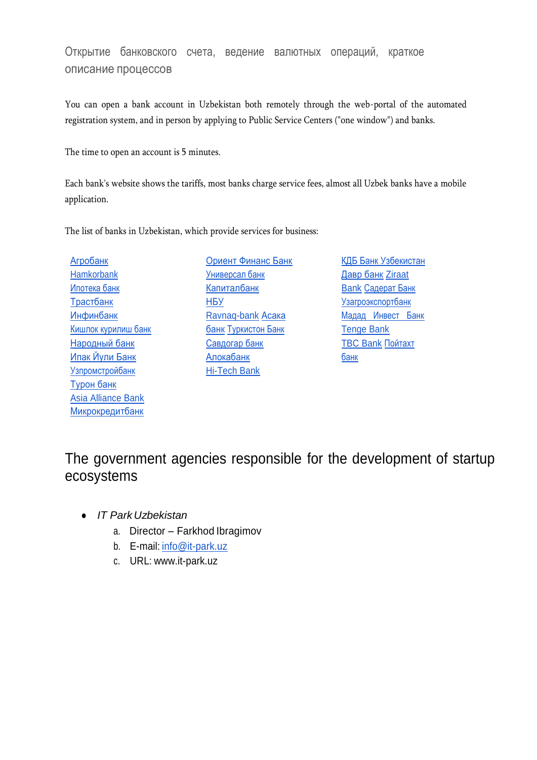## Открытие банковского счета, ведение валютных операций, краткое описание процессов

You can open a bank account in Uzbekistan both remotely through the web-portal of the automated registration system, and in person by applying to Public Service Centers ("one window") and banks.

The time to open an account is 5 minutes.

Each bank's website shows the tariffs, most banks charge service fees, almost all Uzbek banks have a mobile application.

The list of banks in Uzbekistan, which provide services for business:

- Агробанк
- Hamkorbank
- Ипотека банк
- Трастбанк
- Инфинбанк
- Кишлок курилиш банк
- Народный банк
- Ипак Йули Банк
- Узпромстройбанк
- Турон банк
- Asia Alliance Bank
- Микрокредитбанк
- Ориент Финанс Банк
- Универсал банк
- Капиталбанк
- НБУ
- Ravnaq-bank
- Асака банк
- Туркистон Банк
- Савдогар банк
- Алокабанк
- Hi-Tech Bank
- КДБ Банк Узбекистан
- Давр банк
- Ziraat Bank
- Садерат Банк
- Узагроэкспортбанк
- Мадад Инвест Банк
- Tenge Bank
- TBC Bank
- Пойтахт банк

# The government agencies responsible for the development of startup ecosystems

- *IT Park Uzbekistan*
  a. Director – Farkhod Ibragimov
  b. E-mail: info@it-park.uz
  c. URL: www.it-park.uz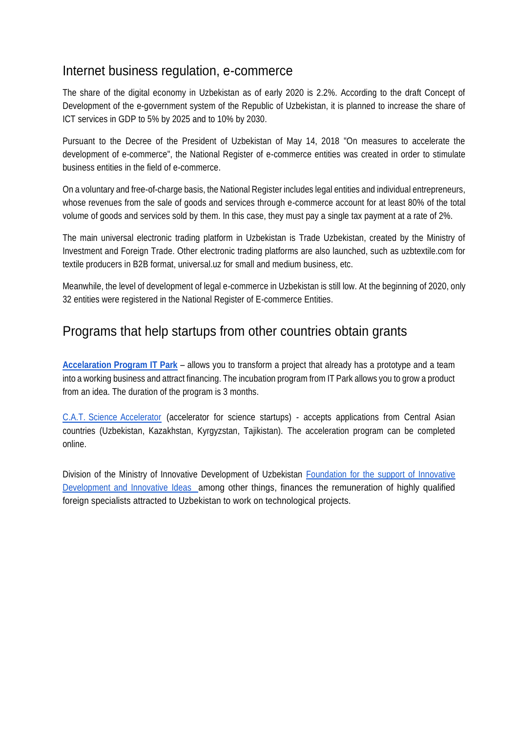## Internet business regulation, e-commerce

The share of the digital economy in Uzbekistan as of early 2020 is 2.2%. According to the draft Concept of Development of the e-government system of the Republic of Uzbekistan, it is planned to increase the share of ICT services in GDP to 5% by 2025 and to 10% by 2030.

Pursuant to the Decree of the President of Uzbekistan of May 14, 2018 "On measures to accelerate the development of e-commerce", the National Register of e-commerce entities was created in order to stimulate business entities in the field of e-commerce.

On a voluntary and free-of-charge basis, the National Register includes legal entities and individual entrepreneurs, whose revenues from the sale of goods and services through e-commerce account for at least 80% of the total volume of goods and services sold by them. In this case, they must pay a single tax payment at a rate of 2%.

The main universal electronic trading platform in Uzbekistan is Trade Uzbekistan, created by the Ministry of Investment and Foreign Trade. Other electronic trading platforms are also launched, such as uzbtextile.com for textile producers in B2B format, universal.uz for small and medium business, etc.

Meanwhile, the level of development of legal e-commerce in Uzbekistan is still low. At the beginning of 2020, only 32 entities were registered in the National Register of E-commerce Entities.

## Programs that help startups from other countries obtain grants

**Accelaration Program IT Park** – allows you to transform a project that already has a prototype and a team into a working business and attract financing. The incubation program from IT Park allows you to grow a product from an idea. The duration of the program is 3 months.

C.A.T. Science Accelerator (accelerator for science startups) - accepts applications from Central Asian countries (Uzbekistan, Kazakhstan, Kyrgyzstan, Tajikistan). The acceleration program can be completed online.

Division of the Ministry of Innovative Development of Uzbekistan Foundation for the support of Innovative Development and Innovative Ideas among other things, finances the remuneration of highly qualified foreign specialists attracted to Uzbekistan to work on technological projects.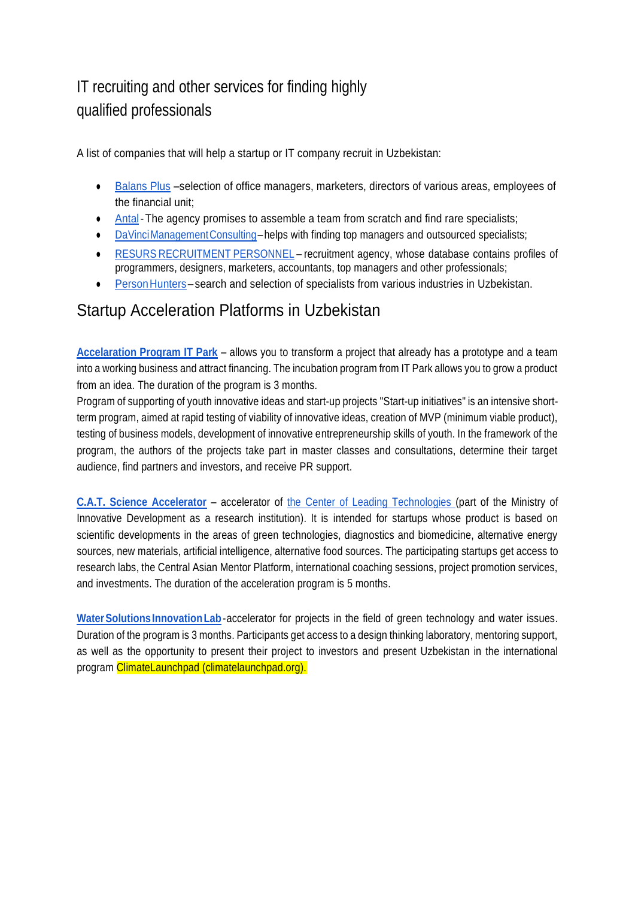# IT recruiting and other services for finding highly qualified professionals

A list of companies that will help a startup or IT company recruit in Uzbekistan:

- Balans Plus –selection of office managers, marketers, directors of various areas, employees of the financial unit;
- Antal - The agency promises to assemble a team from scratch and find rare specialists;
- DaVinci Management Consulting – helps with finding top managers and outsourced specialists;
- RESURS RECRUITMENT PERSONNEL – recruitment agency, whose database contains profiles of programmers, designers, marketers, accountants, top managers and other professionals;
- Person Hunters – search and selection of specialists from various industries in Uzbekistan.

## Startup Acceleration Platforms in Uzbekistan

**Accelaration Program IT Park** – allows you to transform a project that already has a prototype and a team into a working business and attract financing. The incubation program from IT Park allows you to grow a product from an idea. The duration of the program is 3 months.
Program of supporting of youth innovative ideas and start-up projects "Start-up initiatives" is an intensive short-term program, aimed at rapid testing of viability of innovative ideas, creation of MVP (minimum viable product), testing of business models, development of innovative entrepreneurship skills of youth. In the framework of the program, the authors of the projects take part in master classes and consultations, determine their target audience, find partners and investors, and receive PR support.

**C.A.T. Science Accelerator** – accelerator of the Center of Leading Technologies (part of the Ministry of Innovative Development as a research institution). It is intended for startups whose product is based on scientific developments in the areas of green technologies, diagnostics and biomedicine, alternative energy sources, new materials, artificial intelligence, alternative food sources. The participating startups get access to research labs, the Central Asian Mentor Platform, international coaching sessions, project promotion services, and investments. The duration of the acceleration program is 5 months.

**Water Solutions Innovation Lab** - accelerator for projects in the field of green technology and water issues. Duration of the program is 3 months. Participants get access to a design thinking laboratory, mentoring support, as well as the opportunity to present their project to investors and present Uzbekistan in the international program ClimateLaunchpad (climatelaunchpad.org).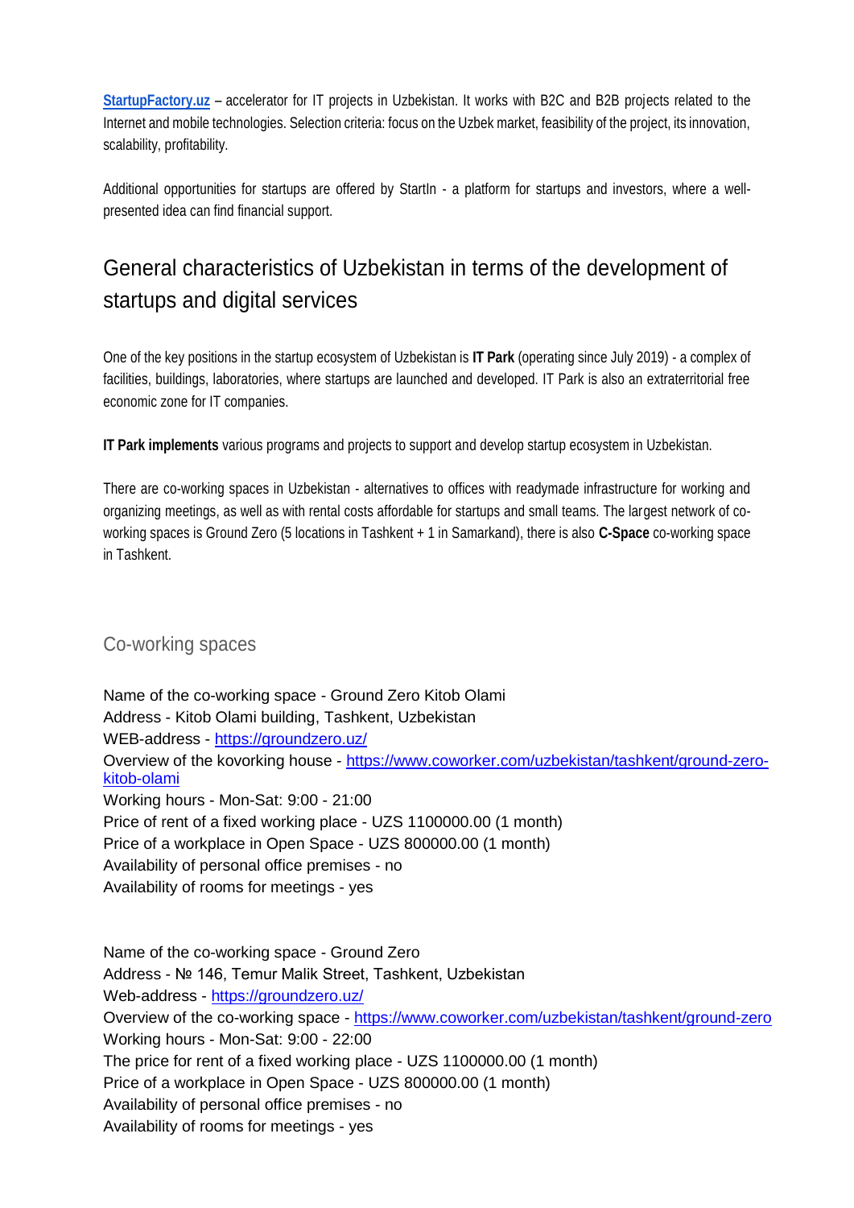[**StartupFactory.uz**](StartupFactory.uz) – accelerator for IT projects in Uzbekistan. It works with B2C and B2B projects related to the Internet and mobile technologies. Selection criteria: focus on the Uzbek market, feasibility of the project, its innovation, scalability, profitability.

Additional opportunities for startups are offered by StartIn - a platform for startups and investors, where a well-presented idea can find financial support.

## General characteristics of Uzbekistan in terms of the development of startups and digital services

One of the key positions in the startup ecosystem of Uzbekistan is **IT Park** (operating since July 2019) - a complex of facilities, buildings, laboratories, where startups are launched and developed. IT Park is also an extraterritorial free economic zone for IT companies.

**IT Park implements** various programs and projects to support and develop startup ecosystem in Uzbekistan.

There are co-working spaces in Uzbekistan - alternatives to offices with readymade infrastructure for working and organizing meetings, as well as with rental costs affordable for startups and small teams. The largest network of co-working spaces is Ground Zero (5 locations in Tashkent + 1 in Samarkand), there is also **C-Space** co-working space in Tashkent.

### Co-working spaces

Name of the co-working space - Ground Zero Kitob Olami
Address - Kitob Olami building, Tashkent, Uzbekistan
WEB-address - https://groundzero.uz/
Overview of the kovorking house - https://www.coworker.com/uzbekistan/tashkent/ground-zero-kitob-olami
Working hours - Mon-Sat: 9:00 - 21:00
Price of rent of a fixed working place - UZS 1100000.00 (1 month)
Price of a workplace in Open Space - UZS 800000.00 (1 month)
Availability of personal office premises - no
Availability of rooms for meetings - yes

Name of the co-working space - Ground Zero
Address - № 146, Temur Malik Street, Tashkent, Uzbekistan
Web-address - https://groundzero.uz/
Overview of the co-working space - https://www.coworker.com/uzbekistan/tashkent/ground-zero
Working hours - Mon-Sat: 9:00 - 22:00
The price for rent of a fixed working place - UZS 1100000.00 (1 month)
Price of a workplace in Open Space - UZS 800000.00 (1 month)
Availability of personal office premises - no
Availability of rooms for meetings - yes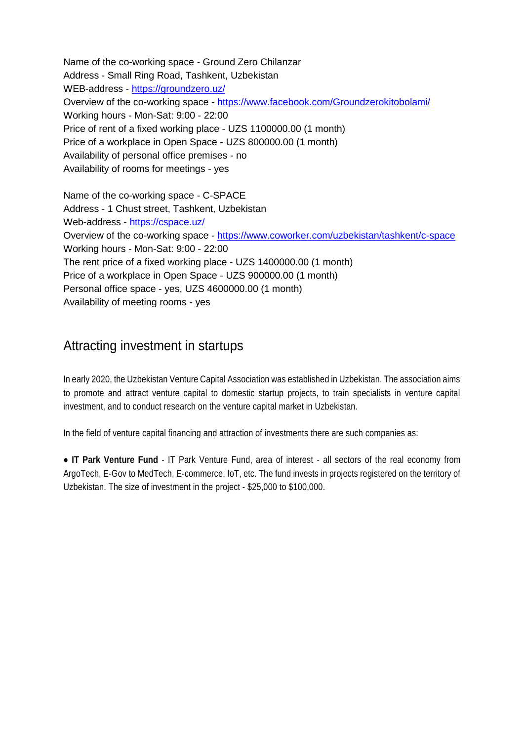Name of the co-working space - Ground Zero Chilanzar
Address - Small Ring Road, Tashkent, Uzbekistan
WEB-address - https://groundzero.uz/
Overview of the co-working space - https://www.facebook.com/Groundzerokitobolami/
Working hours - Mon-Sat: 9:00 - 22:00
Price of rent of a fixed working place - UZS 1100000.00 (1 month)
Price of a workplace in Open Space - UZS 800000.00 (1 month)
Availability of personal office premises - no
Availability of rooms for meetings - yes

Name of the co-working space - C-SPACE
Address - 1 Chust street, Tashkent, Uzbekistan
Web-address - https://cspace.uz/
Overview of the co-working space - https://www.coworker.com/uzbekistan/tashkent/c-space
Working hours - Mon-Sat: 9:00 - 22:00
The rent price of a fixed working place - UZS 1400000.00 (1 month)
Price of a workplace in Open Space - UZS 900000.00 (1 month)
Personal office space - yes, UZS 4600000.00 (1 month)
Availability of meeting rooms - yes

## Attracting investment in startups

In early 2020, the Uzbekistan Venture Capital Association was established in Uzbekistan. The association aims to promote and attract venture capital to domestic startup projects, to train specialists in venture capital investment, and to conduct research on the venture capital market in Uzbekistan.

In the field of venture capital financing and attraction of investments there are such companies as:

- **IT Park Venture Fund** - IT Park Venture Fund, area of interest - all sectors of the real economy from ArgoTech, E-Gov to MedTech, E-commerce, IoT, etc. The fund invests in projects registered on the territory of Uzbekistan. The size of investment in the project - $25,000 to $100,000.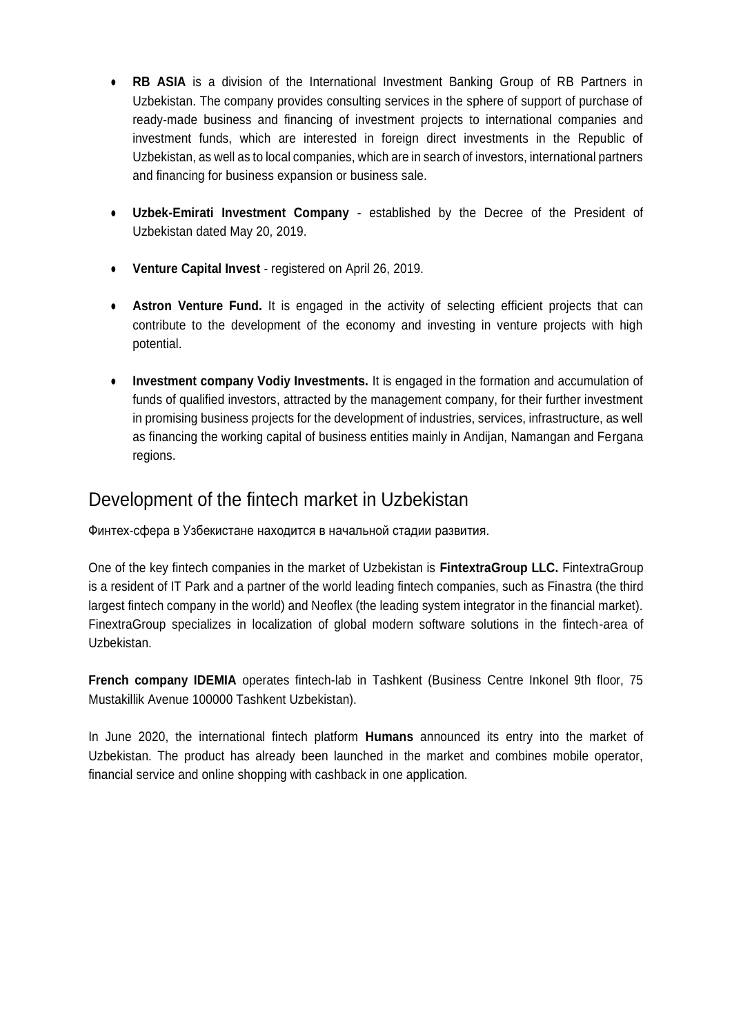- **RB ASIA** is a division of the International Investment Banking Group of RB Partners in Uzbekistan. The company provides consulting services in the sphere of support of purchase of ready-made business and financing of investment projects to international companies and investment funds, which are interested in foreign direct investments in the Republic of Uzbekistan, as well as to local companies, which are in search of investors, international partners and financing for business expansion or business sale.

- **Uzbek-Emirati Investment Company** - established by the Decree of the President of Uzbekistan dated May 20, 2019.

- **Venture Capital Invest** - registered on April 26, 2019.

- **Astron Venture Fund.** It is engaged in the activity of selecting efficient projects that can contribute to the development of the economy and investing in venture projects with high potential.

- **Investment company Vodiy Investments.** It is engaged in the formation and accumulation of funds of qualified investors, attracted by the management company, for their further investment in promising business projects for the development of industries, services, infrastructure, as well as financing the working capital of business entities mainly in Andijan, Namangan and Fergana regions.

## Development of the fintech market in Uzbekistan

Финтех-сфера в Узбекистане находится в начальной стадии развития.

One of the key fintech companies in the market of Uzbekistan is **FintextraGroup LLC.** FintextraGroup is a resident of IT Park and a partner of the world leading fintech companies, such as Finastra (the third largest fintech company in the world) and Neoflex (the leading system integrator in the financial market). FinextraGroup specializes in localization of global modern software solutions in the fintech-area of Uzbekistan.

**French company IDEMIA** operates fintech-lab in Tashkent (Business Centre Inkonel 9th floor, 75 Mustakillik Avenue 100000 Tashkent Uzbekistan).

In June 2020, the international fintech platform **Humans** announced its entry into the market of Uzbekistan. The product has already been launched in the market and combines mobile operator, financial service and online shopping with cashback in one application.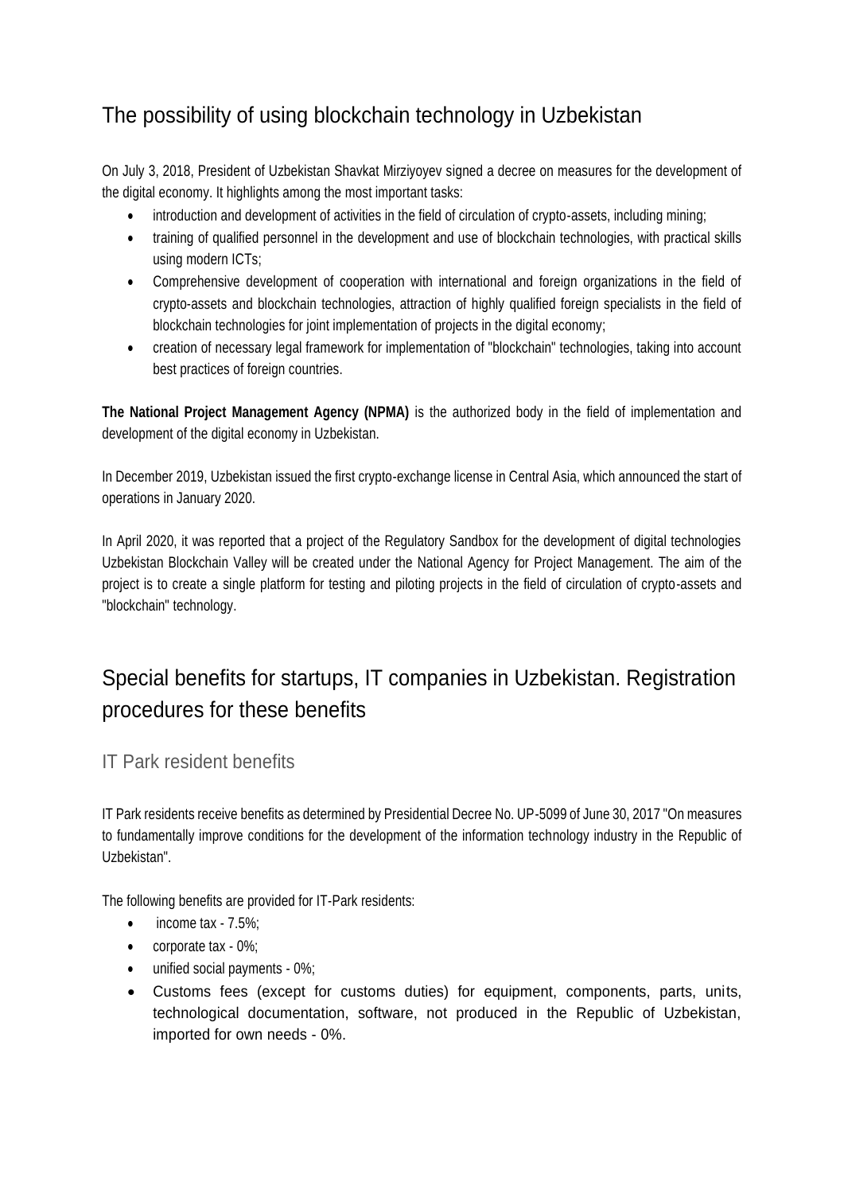## The possibility of using blockchain technology in Uzbekistan

On July 3, 2018, President of Uzbekistan Shavkat Mirziyoyev signed a decree on measures for the development of the digital economy. It highlights among the most important tasks:

- introduction and development of activities in the field of circulation of crypto-assets, including mining;
- training of qualified personnel in the development and use of blockchain technologies, with practical skills using modern ICTs;
- Comprehensive development of cooperation with international and foreign organizations in the field of crypto-assets and blockchain technologies, attraction of highly qualified foreign specialists in the field of blockchain technologies for joint implementation of projects in the digital economy;
- creation of necessary legal framework for implementation of "blockchain" technologies, taking into account best practices of foreign countries.

**The National Project Management Agency (NPMA)** is the authorized body in the field of implementation and development of the digital economy in Uzbekistan.

In December 2019, Uzbekistan issued the first crypto-exchange license in Central Asia, which announced the start of operations in January 2020.

In April 2020, it was reported that a project of the Regulatory Sandbox for the development of digital technologies Uzbekistan Blockchain Valley will be created under the National Agency for Project Management. The aim of the project is to create a single platform for testing and piloting projects in the field of circulation of crypto-assets and "blockchain" technology.

## Special benefits for startups, IT companies in Uzbekistan. Registration procedures for these benefits

### IT Park resident benefits

IT Park residents receive benefits as determined by Presidential Decree No. UP-5099 of June 30, 2017 "On measures to fundamentally improve conditions for the development of the information technology industry in the Republic of Uzbekistan".

The following benefits are provided for IT-Park residents:

- income tax - 7.5%;
- corporate tax - 0%;
- unified social payments - 0%;
- Customs fees (except for customs duties) for equipment, components, parts, units, technological documentation, software, not produced in the Republic of Uzbekistan, imported for own needs - 0%.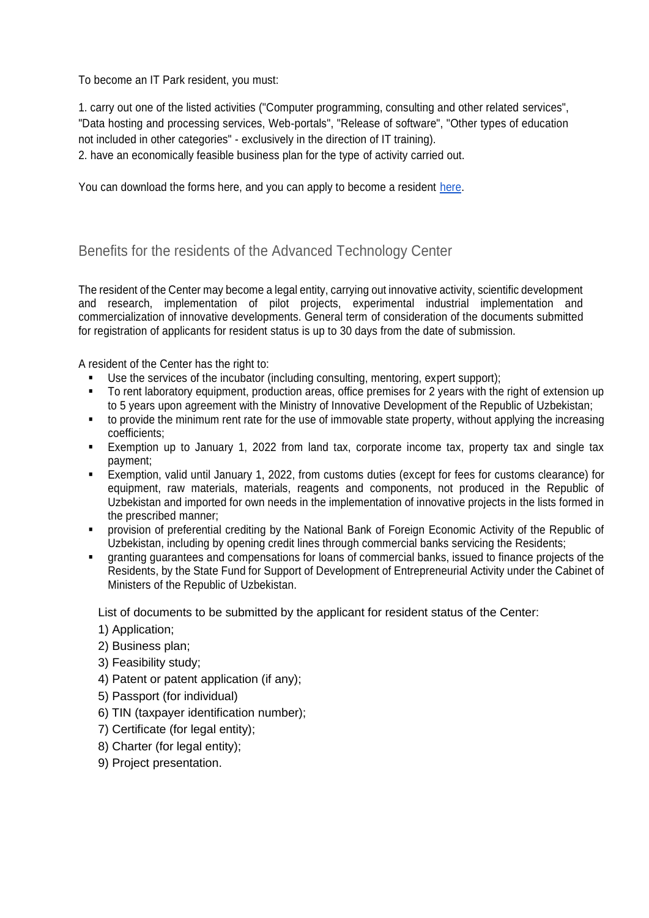To become an IT Park resident, you must:

1. carry out one of the listed activities ("Computer programming, consulting and other related services", "Data hosting and processing services, Web-portals", "Release of software", "Other types of education not included in other categories" - exclusively in the direction of IT training).
2. have an economically feasible business plan for the type of activity carried out.

You can download the forms here, and you can apply to become a resident [here](#).

## Benefits for the residents of the Advanced Technology Center

The resident of the Center may become a legal entity, carrying out innovative activity, scientific development and research, implementation of pilot projects, experimental industrial implementation and commercialization of innovative developments. General term of consideration of the documents submitted for registration of applicants for resident status is up to 30 days from the date of submission.

A resident of the Center has the right to:

- Use the services of the incubator (including consulting, mentoring, expert support);
- To rent laboratory equipment, production areas, office premises for 2 years with the right of extension up to 5 years upon agreement with the Ministry of Innovative Development of the Republic of Uzbekistan;
- to provide the minimum rent rate for the use of immovable state property, without applying the increasing coefficients;
- Exemption up to January 1, 2022 from land tax, corporate income tax, property tax and single tax payment;
- Exemption, valid until January 1, 2022, from customs duties (except for fees for customs clearance) for equipment, raw materials, materials, reagents and components, not produced in the Republic of Uzbekistan and imported for own needs in the implementation of innovative projects in the lists formed in the prescribed manner;
- provision of preferential crediting by the National Bank of Foreign Economic Activity of the Republic of Uzbekistan, including by opening credit lines through commercial banks servicing the Residents;
- granting guarantees and compensations for loans of commercial banks, issued to finance projects of the Residents, by the State Fund for Support of Development of Entrepreneurial Activity under the Cabinet of Ministers of the Republic of Uzbekistan.

List of documents to be submitted by the applicant for resident status of the Center:

1) Application;
2) Business plan;
3) Feasibility study;
4) Patent or patent application (if any);
5) Passport (for individual)
6) TIN (taxpayer identification number);
7) Certificate (for legal entity);
8) Charter (for legal entity);
9) Project presentation.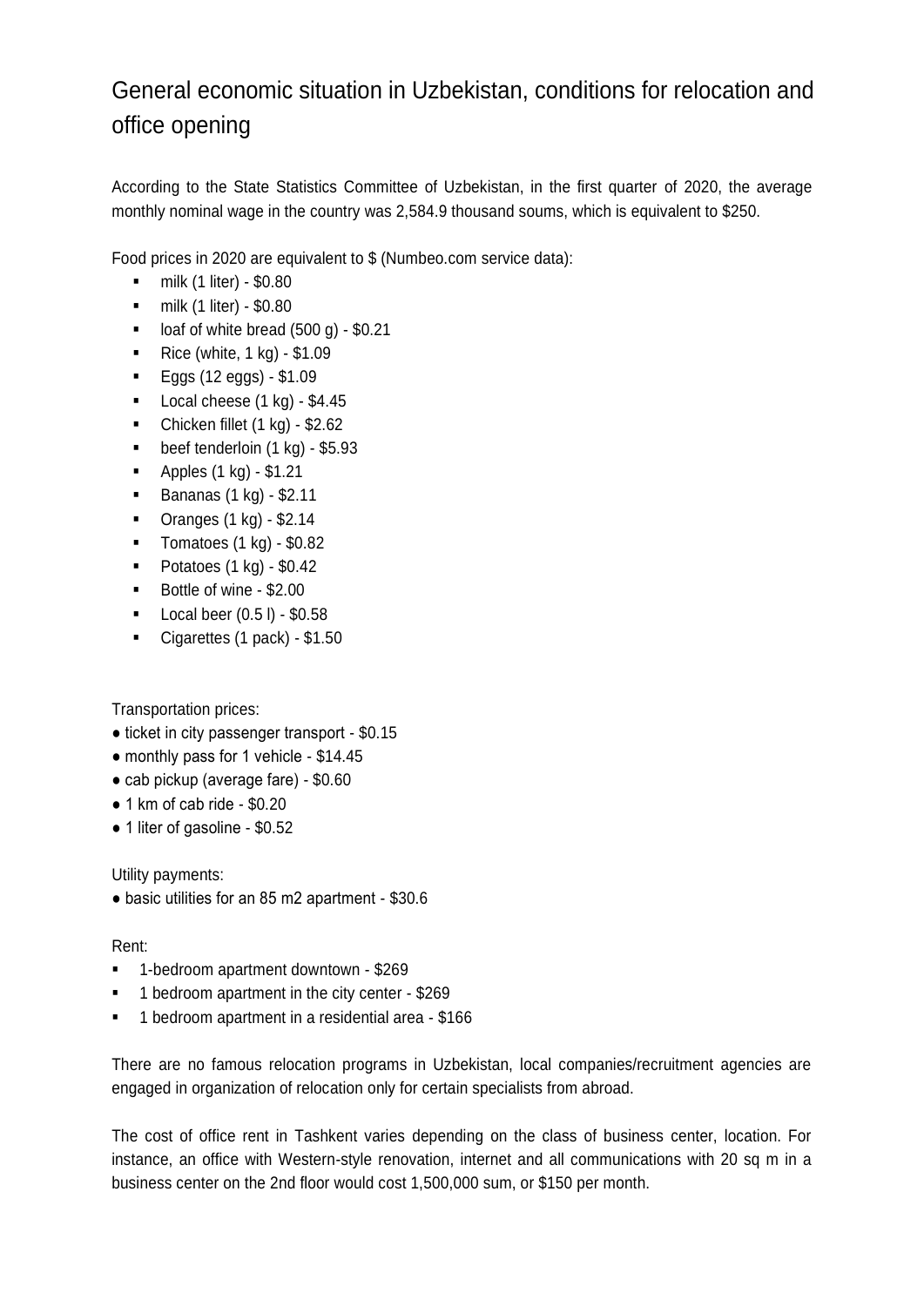# General economic situation in Uzbekistan, conditions for relocation and office opening

According to the State Statistics Committee of Uzbekistan, in the first quarter of 2020, the average monthly nominal wage in the country was 2,584.9 thousand soums, which is equivalent to $250.

Food prices in 2020 are equivalent to $ (Numbeo.com service data):

- milk (1 liter) - $0.80
- milk (1 liter) - $0.80
- loaf of white bread (500 g) - $0.21
- Rice (white, 1 kg) - $1.09
- Eggs (12 eggs) - $1.09
- Local cheese (1 kg) - $4.45
- Chicken fillet (1 kg) - $2.62
- beef tenderloin (1 kg) - $5.93
- Apples (1 kg) - $1.21
- Bananas (1 kg) - $2.11
- Oranges (1 kg) - $2.14
- Tomatoes (1 kg) - $0.82
- Potatoes (1 kg) - $0.42
- Bottle of wine - $2.00
- Local beer (0.5 l) - $0.58
- Cigarettes (1 pack) - $1.50

Transportation prices:

- ticket in city passenger transport - $0.15
- monthly pass for 1 vehicle - $14.45
- cab pickup (average fare) - $0.60
- 1 km of cab ride - $0.20
- 1 liter of gasoline - $0.52

Utility payments:

- basic utilities for an 85 m2 apartment - $30.6

Rent:

- 1-bedroom apartment downtown - $269
- 1 bedroom apartment in the city center - $269
- 1 bedroom apartment in a residential area - $166

There are no famous relocation programs in Uzbekistan, local companies/recruitment agencies are engaged in organization of relocation only for certain specialists from abroad.

The cost of office rent in Tashkent varies depending on the class of business center, location. For instance, an office with Western-style renovation, internet and all communications with 20 sq m in a business center on the 2nd floor would cost 1,500,000 sum, or $150 per month.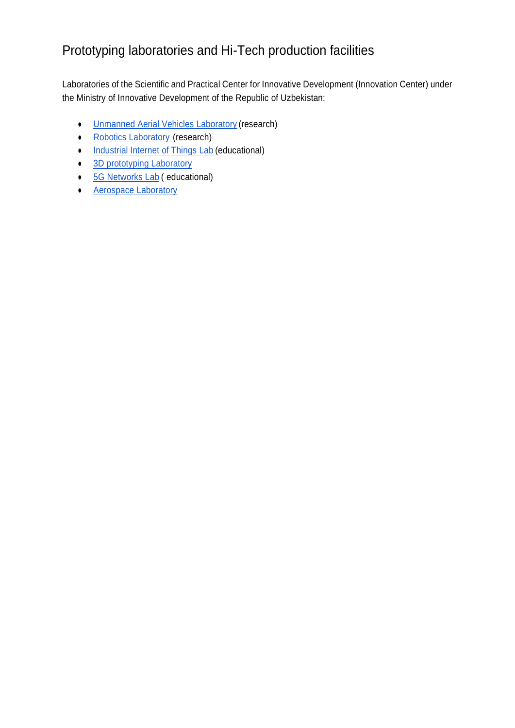# Prototyping laboratories and Hi-Tech production facilities

Laboratories of the Scientific and Practical Center for Innovative Development (Innovation Center) under the Ministry of Innovative Development of the Republic of Uzbekistan:

- Unmanned Aerial Vehicles Laboratory (research)
- Robotics Laboratory (research)
- Industrial Internet of Things Lab (educational)
- 3D prototyping Laboratory
- 5G Networks Lab ( educational)
- Aerospace Laboratory